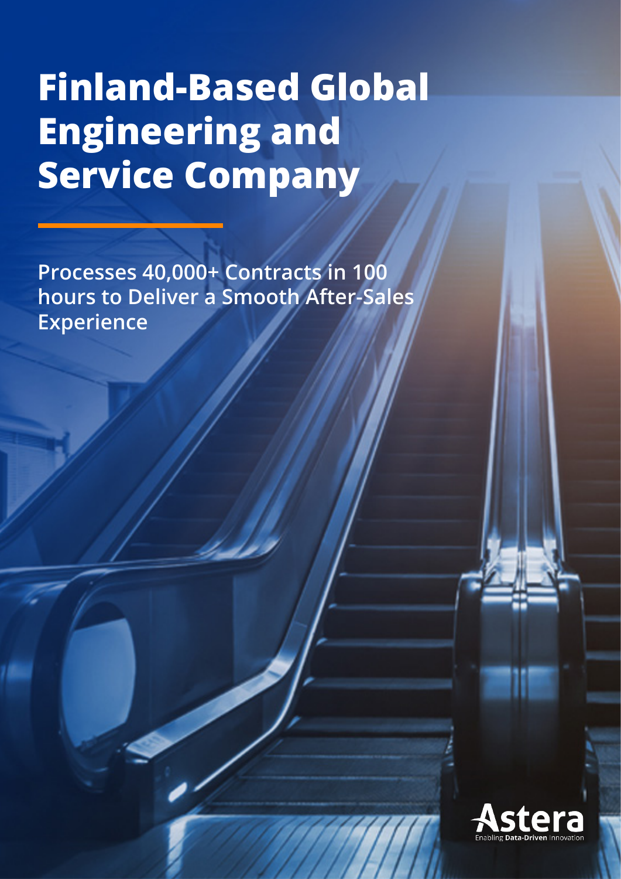# Finland-Based Global Engineering and Service Company

## Processes 40,000+ Contracts in 100 hours to Deliver a Smooth After-Sales Experience

Astera
Enabling **Data-Driven** Innovation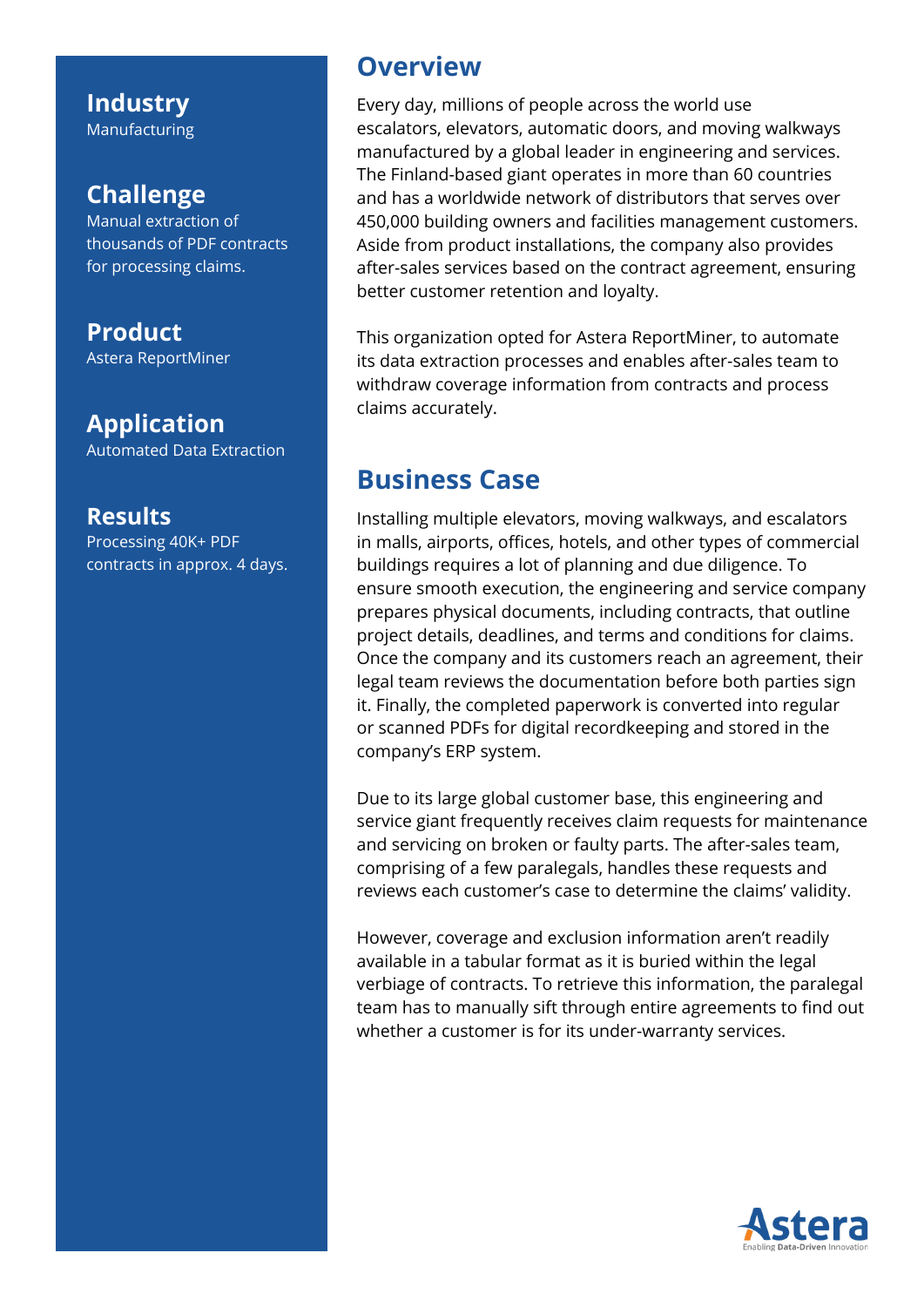## Industry

Manufacturing

## Challenge

Manual extraction of thousands of PDF contracts for processing claims.

## Product

Astera ReportMiner

## Application

Automated Data Extraction

## Results

Processing 40K+ PDF contracts in approx. 4 days.

# Overview

Every day, millions of people across the world use escalators, elevators, automatic doors, and moving walkways manufactured by a global leader in engineering and services. The Finland-based giant operates in more than 60 countries and has a worldwide network of distributors that serves over 450,000 building owners and facilities management customers. Aside from product installations, the company also provides after-sales services based on the contract agreement, ensuring better customer retention and loyalty.

This organization opted for Astera ReportMiner, to automate its data extraction processes and enables after-sales team to withdraw coverage information from contracts and process claims accurately.

# Business Case

Installing multiple elevators, moving walkways, and escalators in malls, airports, offices, hotels, and other types of commercial buildings requires a lot of planning and due diligence. To ensure smooth execution, the engineering and service company prepares physical documents, including contracts, that outline project details, deadlines, and terms and conditions for claims. Once the company and its customers reach an agreement, their legal team reviews the documentation before both parties sign it. Finally, the completed paperwork is converted into regular or scanned PDFs for digital recordkeeping and stored in the company's ERP system.

Due to its large global customer base, this engineering and service giant frequently receives claim requests for maintenance and servicing on broken or faulty parts. The after-sales team, comprising of a few paralegals, handles these requests and reviews each customer's case to determine the claims' validity.

However, coverage and exclusion information aren't readily available in a tabular format as it is buried within the legal verbiage of contracts. To retrieve this information, the paralegal team has to manually sift through entire agreements to find out whether a customer is for its under-warranty services.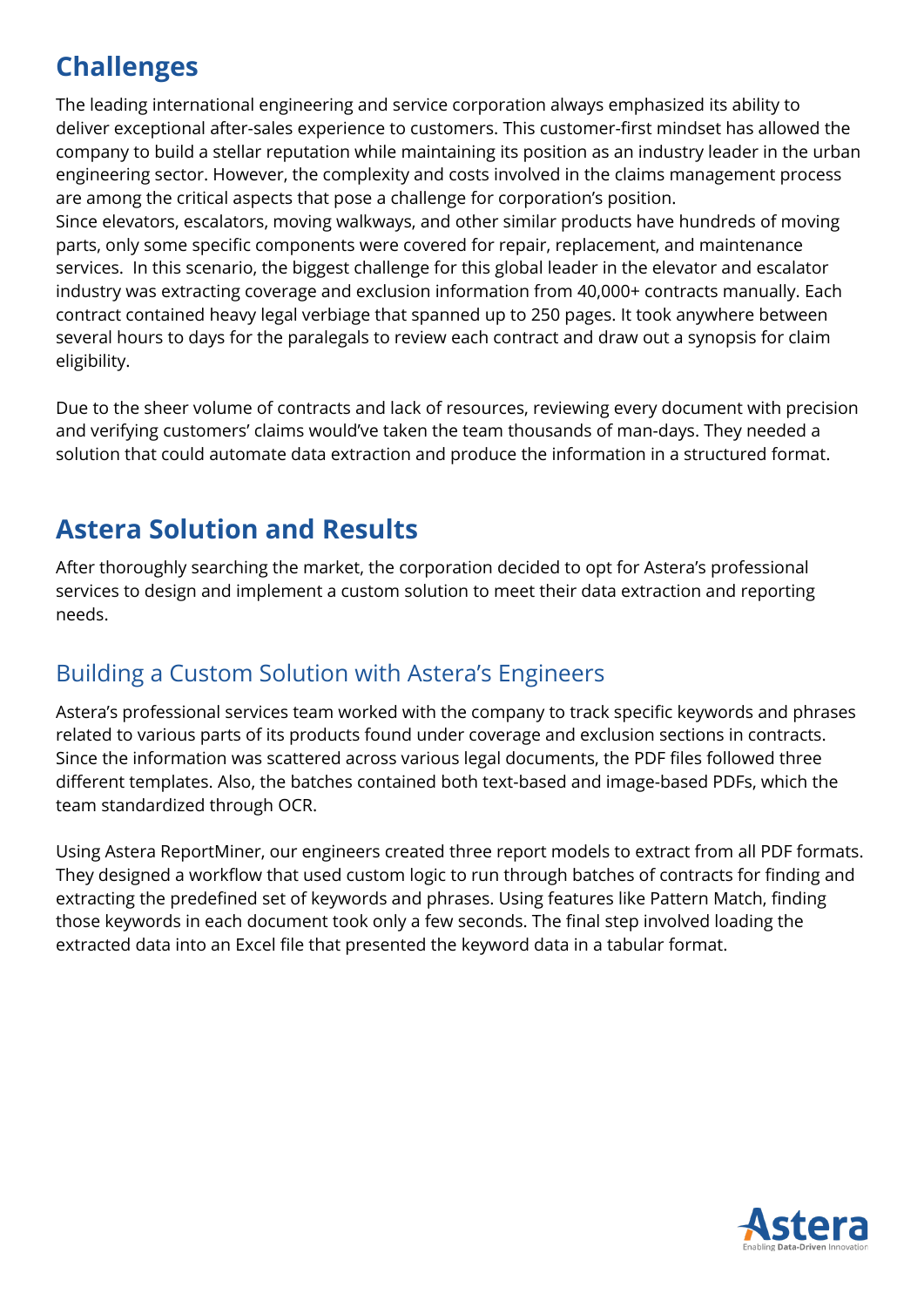## Challenges

The leading international engineering and service corporation always emphasized its ability to deliver exceptional after-sales experience to customers. This customer-first mindset has allowed the company to build a stellar reputation while maintaining its position as an industry leader in the urban engineering sector. However, the complexity and costs involved in the claims management process are among the critical aspects that pose a challenge for corporation's position.
Since elevators, escalators, moving walkways, and other similar products have hundreds of moving parts, only some specific components were covered for repair, replacement, and maintenance services. In this scenario, the biggest challenge for this global leader in the elevator and escalator industry was extracting coverage and exclusion information from 40,000+ contracts manually. Each contract contained heavy legal verbiage that spanned up to 250 pages. It took anywhere between several hours to days for the paralegals to review each contract and draw out a synopsis for claim eligibility.

Due to the sheer volume of contracts and lack of resources, reviewing every document with precision and verifying customers' claims would've taken the team thousands of man-days. They needed a solution that could automate data extraction and produce the information in a structured format.

## Astera Solution and Results

After thoroughly searching the market, the corporation decided to opt for Astera's professional services to design and implement a custom solution to meet their data extraction and reporting needs.

### Building a Custom Solution with Astera's Engineers

Astera's professional services team worked with the company to track specific keywords and phrases related to various parts of its products found under coverage and exclusion sections in contracts. Since the information was scattered across various legal documents, the PDF files followed three different templates. Also, the batches contained both text-based and image-based PDFs, which the team standardized through OCR.

Using Astera ReportMiner, our engineers created three report models to extract from all PDF formats. They designed a workflow that used custom logic to run through batches of contracts for finding and extracting the predefined set of keywords and phrases. Using features like Pattern Match, finding those keywords in each document took only a few seconds. The final step involved loading the extracted data into an Excel file that presented the keyword data in a tabular format.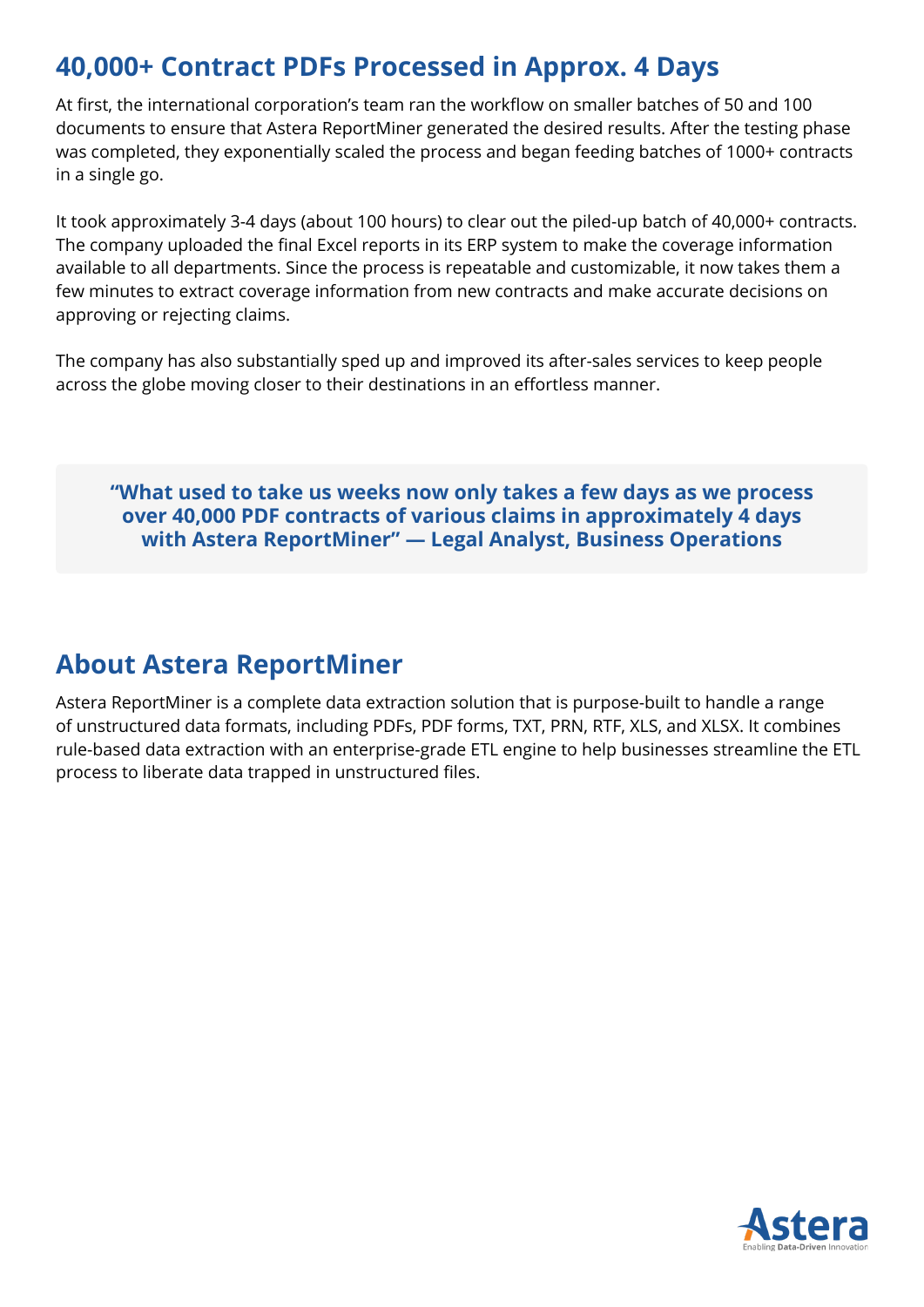## 40,000+ Contract PDFs Processed in Approx. 4 Days

At first, the international corporation's team ran the workflow on smaller batches of 50 and 100 documents to ensure that Astera ReportMiner generated the desired results. After the testing phase was completed, they exponentially scaled the process and began feeding batches of 1000+ contracts in a single go.

It took approximately 3-4 days (about 100 hours) to clear out the piled-up batch of 40,000+ contracts. The company uploaded the final Excel reports in its ERP system to make the coverage information available to all departments. Since the process is repeatable and customizable, it now takes them a few minutes to extract coverage information from new contracts and make accurate decisions on approving or rejecting claims.

The company has also substantially sped up and improved its after-sales services to keep people across the globe moving closer to their destinations in an effortless manner.

> **"What used to take us weeks now only takes a few days as we process over 40,000 PDF contracts of various claims in approximately 4 days with Astera ReportMiner" — Legal Analyst, Business Operations**

## About Astera ReportMiner

Astera ReportMiner is a complete data extraction solution that is purpose-built to handle a range of unstructured data formats, including PDFs, PDF forms, TXT, PRN, RTF, XLS, and XLSX. It combines rule-based data extraction with an enterprise-grade ETL engine to help businesses streamline the ETL process to liberate data trapped in unstructured files.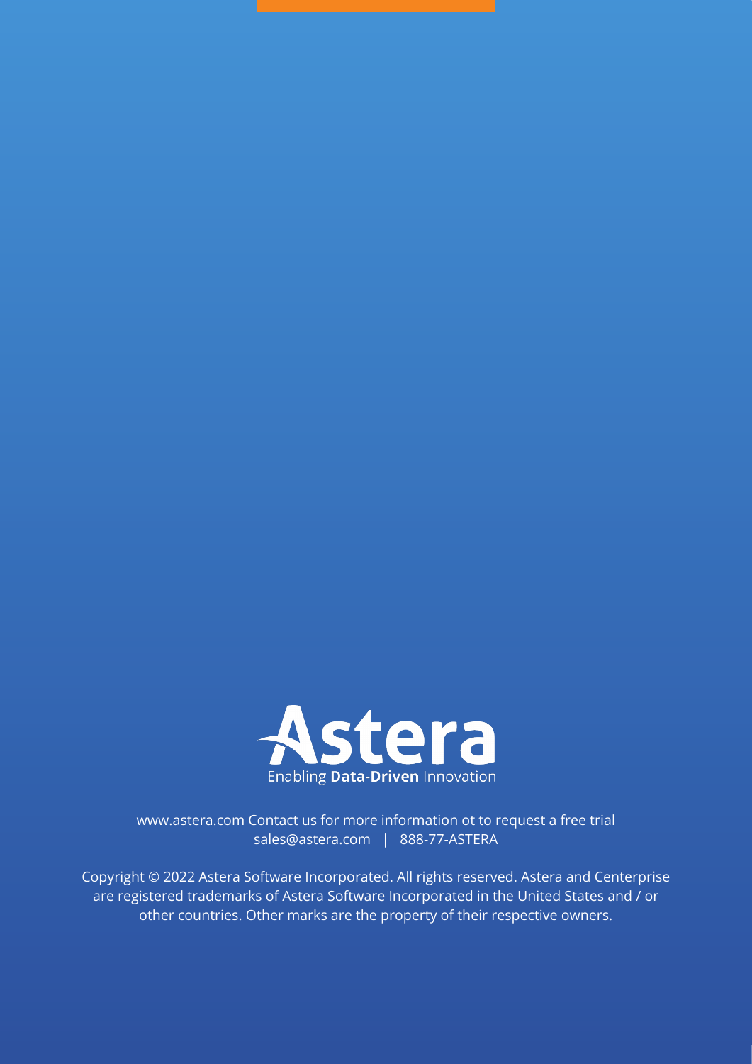Astera

Enabling **Data-Driven** Innovation

www.astera.com Contact us for more information ot to request a free trial
sales@astera.com | 888-77-ASTERA

Copyright © 2022 Astera Software Incorporated. All rights reserved. Astera and Centerprise are registered trademarks of Astera Software Incorporated in the United States and / or other countries. Other marks are the property of their respective owners.